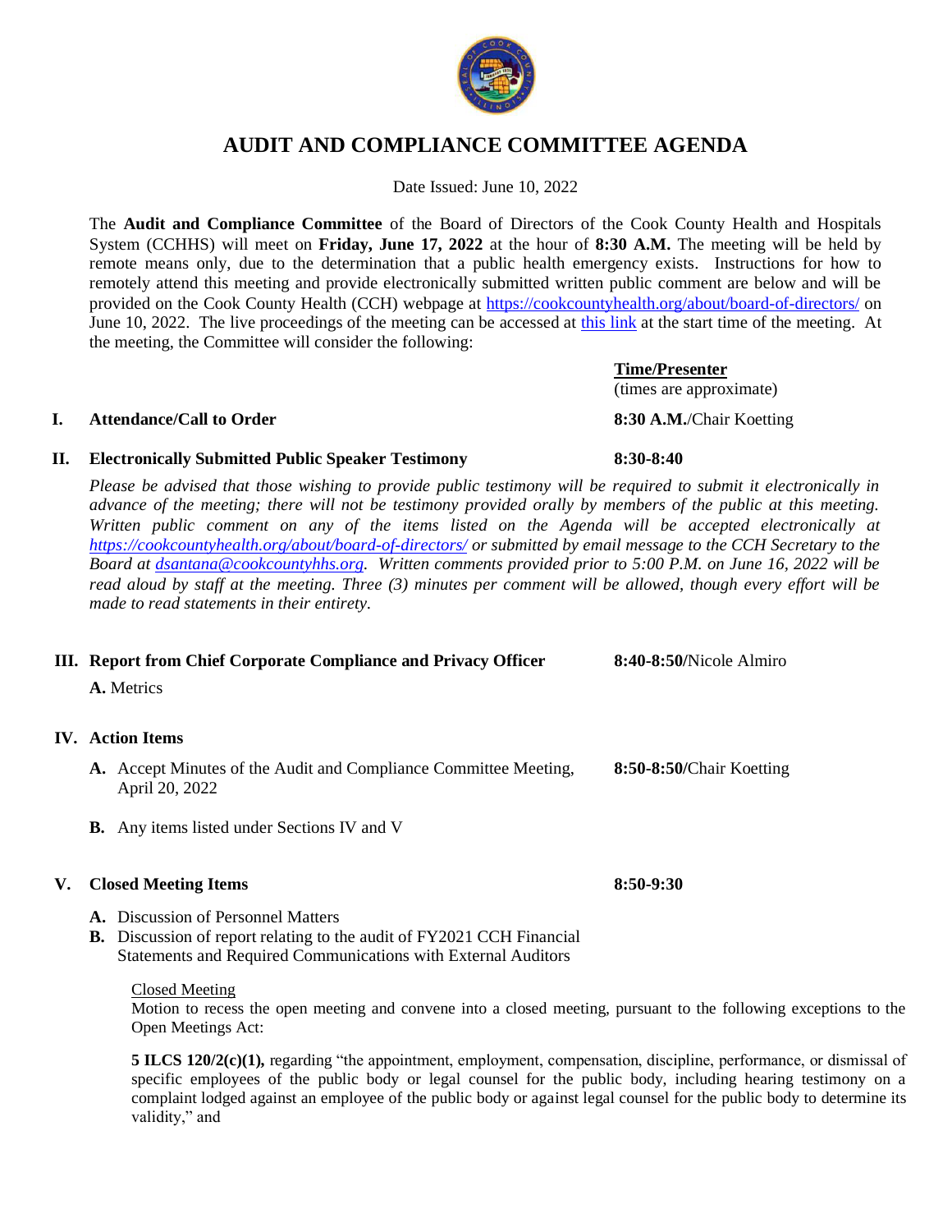# AUDIT AND COMPLIANCE COMMITTEE AGENDA

Date Issued: June 10, 2022

The **Audit and Compliance Committee** of the Board of Directors of the Cook County Health and Hospitals System (CCHHS) will meet on **Friday, June 17, 2022** at the hour of **8:30 A.M.** The meeting will be held by remote means only, due to the determination that a public health emergency exists. Instructions for how to remotely attend this meeting and provide electronically submitted written public comment are below and will be provided on the Cook County Health (CCH) webpage at https://cookcountyhealth.org/about/board-of-directors/ on June 10, 2022. The live proceedings of the meeting can be accessed at this link at the start time of the meeting. At the meeting, the Committee will consider the following:

| | **Time/Presenter** (times are approximate) |
|---|---|
| **I. Attendance/Call to Order** | **8:30 A.M.**/Chair Koetting |
| **II. Electronically Submitted Public Speaker Testimony** | **8:30-8:40** |

*Please be advised that those wishing to provide public testimony will be required to submit it electronically in advance of the meeting; there will not be testimony provided orally by members of the public at this meeting. Written public comment on any of the items listed on the Agenda will be accepted electronically at https://cookcountyhealth.org/about/board-of-directors/ or submitted by email message to the CCH Secretary to the Board at dsantana@cookcountyhhs.org. Written comments provided prior to 5:00 P.M. on June 16, 2022 will be read aloud by staff at the meeting. Three (3) minutes per comment will be allowed, though every effort will be made to read statements in their entirety.*

**III. Report from Chief Corporate Compliance and Privacy Officer** — **8:40-8:50**/Nicole Almiro

**A.** Metrics

**IV. Action Items**

**A.** Accept Minutes of the Audit and Compliance Committee Meeting, April 20, 2022 — **8:50-8:50**/Chair Koetting

**B.** Any items listed under Sections IV and V

**V. Closed Meeting Items** — **8:50-9:30**

**A.** Discussion of Personnel Matters

**B.** Discussion of report relating to the audit of FY2021 CCH Financial Statements and Required Communications with External Auditors

Closed Meeting

Motion to recess the open meeting and convene into a closed meeting, pursuant to the following exceptions to the Open Meetings Act:

**5 ILCS 120/2(c)(1),** regarding "the appointment, employment, compensation, discipline, performance, or dismissal of specific employees of the public body or legal counsel for the public body, including hearing testimony on a complaint lodged against an employee of the public body or against legal counsel for the public body to determine its validity," and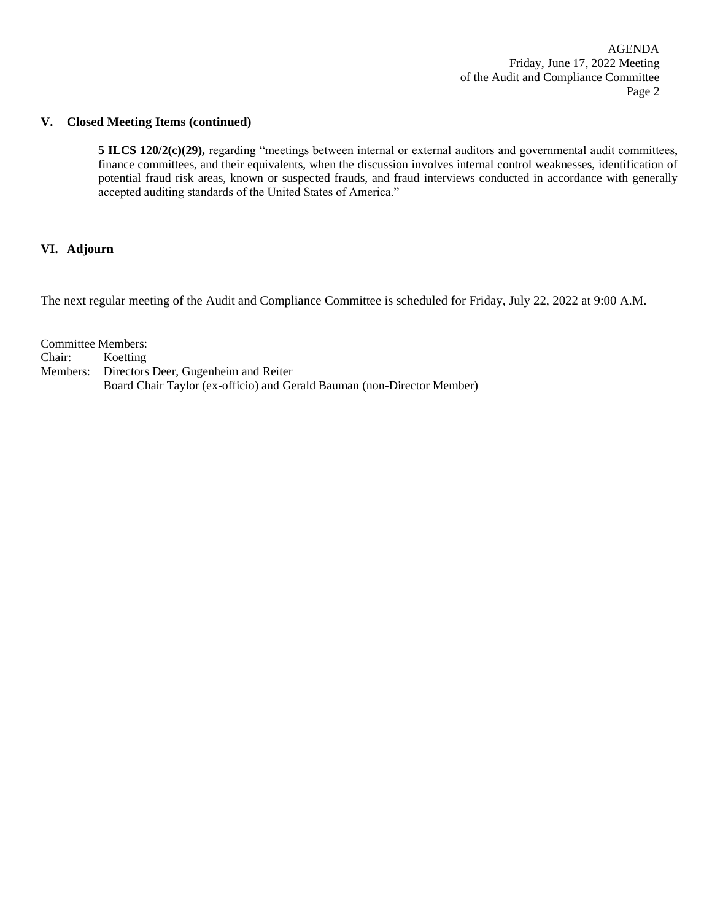## V. Closed Meeting Items (continued)

**5 ILCS 120/2(c)(29),** regarding "meetings between internal or external auditors and governmental audit committees, finance committees, and their equivalents, when the discussion involves internal control weaknesses, identification of potential fraud risk areas, known or suspected frauds, and fraud interviews conducted in accordance with generally accepted auditing standards of the United States of America."

## VI. Adjourn

The next regular meeting of the Audit and Compliance Committee is scheduled for Friday, July 22, 2022 at 9:00 A.M.

Committee Members:
Chair: Koetting
Members: Directors Deer, Gugenheim and Reiter
Board Chair Taylor (ex-officio) and Gerald Bauman (non-Director Member)